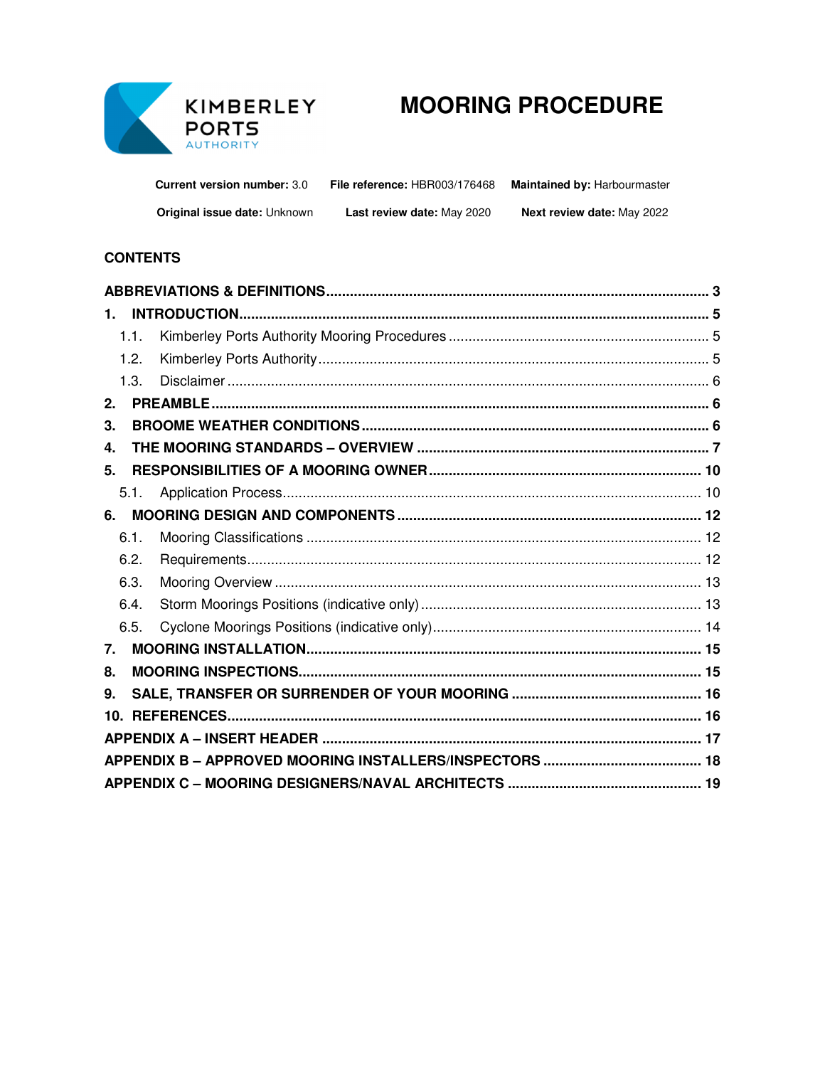KIMBERLEY PORTS AUTHORITY

# MOORING PROCEDURE

**Current version number:** 3.0 **File reference:** HBR003/176468 **Maintained by:** Harbourmaster

**Original issue date:** Unknown **Last review date:** May 2020 **Next review date:** May 2022

## CONTENTS

**ABBREVIATIONS & DEFINITIONS** ..... **3**

**1. INTRODUCTION** ..... **5**

- 1.1. Kimberley Ports Authority Mooring Procedures ..... 5
- 1.2. Kimberley Ports Authority ..... 5
- 1.3. Disclaimer ..... 6

**2. PREAMBLE** ..... **6**

**3. BROOME WEATHER CONDITIONS** ..... **6**

**4. THE MOORING STANDARDS – OVERVIEW** ..... **7**

**5. RESPONSIBILITIES OF A MOORING OWNER** ..... **10**

- 5.1. Application Process ..... 10

**6. MOORING DESIGN AND COMPONENTS** ..... **12**

- 6.1. Mooring Classifications ..... 12
- 6.2. Requirements ..... 12
- 6.3. Mooring Overview ..... 13
- 6.4. Storm Moorings Positions (indicative only) ..... 13
- 6.5. Cyclone Moorings Positions (indicative only) ..... 14

**7. MOORING INSTALLATION** ..... **15**

**8. MOORING INSPECTIONS** ..... **15**

**9. SALE, TRANSFER OR SURRENDER OF YOUR MOORING** ..... **16**

**10. REFERENCES** ..... **16**

**APPENDIX A – INSERT HEADER** ..... **17**

**APPENDIX B – APPROVED MOORING INSTALLERS/INSPECTORS** ..... **18**

**APPENDIX C – MOORING DESIGNERS/NAVAL ARCHITECTS** ..... **19**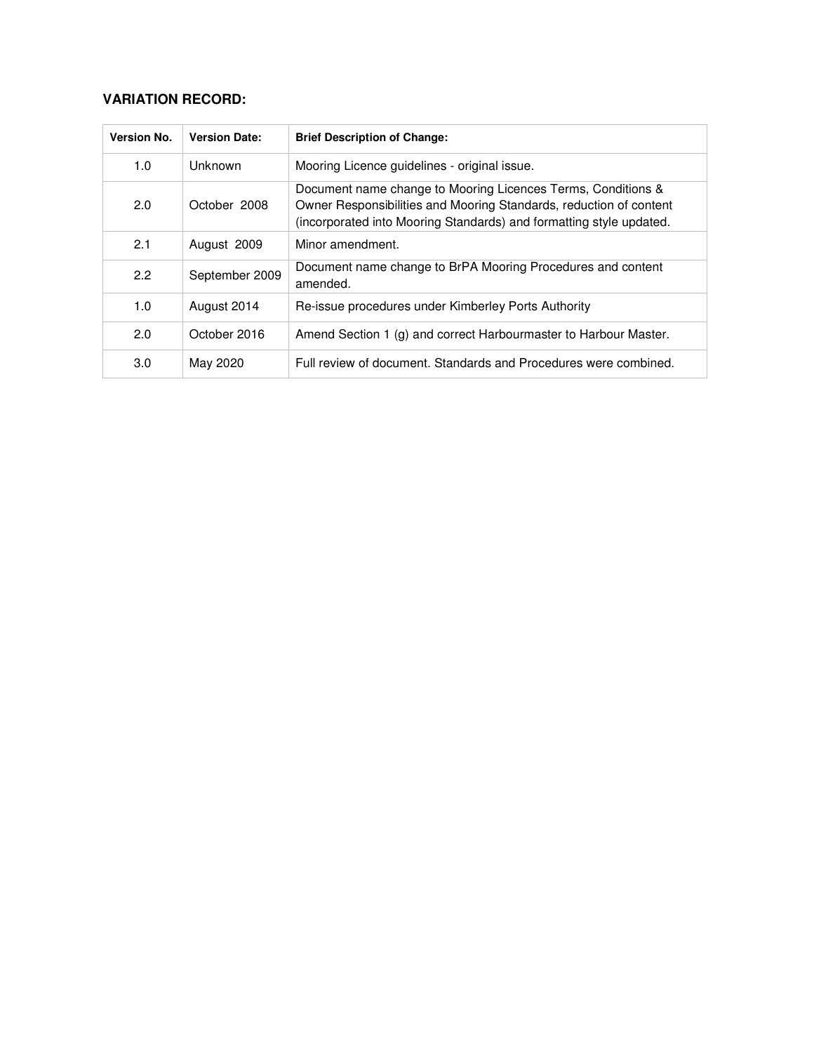**VARIATION RECORD:**

| Version No. | Version Date: | Brief Description of Change: |
|---|---|---|
| 1.0 | Unknown | Mooring Licence guidelines - original issue. |
| 2.0 | October 2008 | Document name change to Mooring Licences Terms, Conditions & Owner Responsibilities and Mooring Standards, reduction of content (incorporated into Mooring Standards) and formatting style updated. |
| 2.1 | August 2009 | Minor amendment. |
| 2.2 | September 2009 | Document name change to BrPA Mooring Procedures and content amended. |
| 1.0 | August 2014 | Re-issue procedures under Kimberley Ports Authority |
| 2.0 | October 2016 | Amend Section 1 (g) and correct Harbourmaster to Harbour Master. |
| 3.0 | May 2020 | Full review of document. Standards and Procedures were combined. |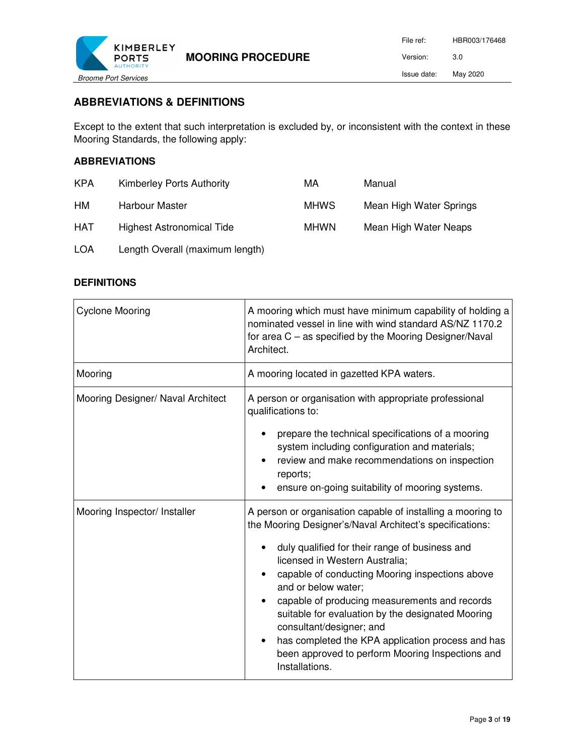## ABBREVIATIONS & DEFINITIONS

Except to the extent that such interpretation is excluded by, or inconsistent with the context in these Mooring Standards, the following apply:

### ABBREVIATIONS

| | | | |
|---|---|---|---|
| KPA | Kimberley Ports Authority | MA | Manual |
| HM | Harbour Master | MHWS | Mean High Water Springs |
| HAT | Highest Astronomical Tide | MHWN | Mean High Water Neaps |
| LOA | Length Overall (maximum length) | | |

### DEFINITIONS

| | |
|---|---|
| Cyclone Mooring | A mooring which must have minimum capability of holding a nominated vessel in line with wind standard AS/NZ 1170.2 for area C – as specified by the Mooring Designer/Naval Architect. |
| Mooring | A mooring located in gazetted KPA waters. |
| Mooring Designer/ Naval Architect | A person or organisation with appropriate professional qualifications to:<br>• prepare the technical specifications of a mooring system including configuration and materials;<br>• review and make recommendations on inspection reports;<br>• ensure on-going suitability of mooring systems. |
| Mooring Inspector/ Installer | A person or organisation capable of installing a mooring to the Mooring Designer's/Naval Architect's specifications:<br>• duly qualified for their range of business and licensed in Western Australia;<br>• capable of conducting Mooring inspections above and or below water;<br>• capable of producing measurements and records suitable for evaluation by the designated Mooring consultant/designer; and<br>• has completed the KPA application process and has been approved to perform Mooring Inspections and Installations. |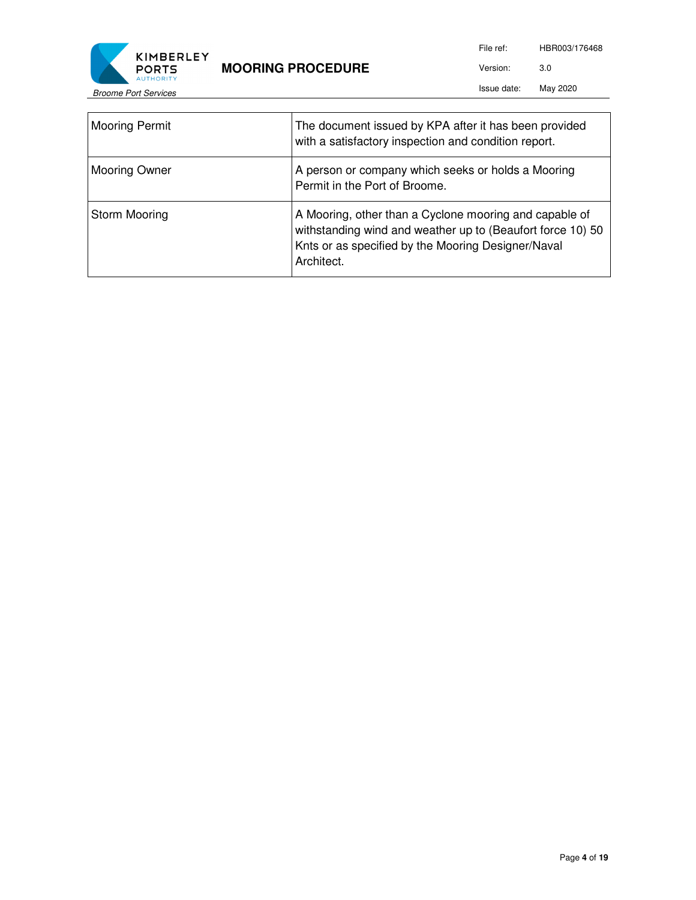| | |
|---|---|
| Mooring Permit | The document issued by KPA after it has been provided with a satisfactory inspection and condition report. |
| Mooring Owner | A person or company which seeks or holds a Mooring Permit in the Port of Broome. |
| Storm Mooring | A Mooring, other than a Cyclone mooring and capable of withstanding wind and weather up to (Beaufort force 10) 50 Knts or as specified by the Mooring Designer/Naval Architect. |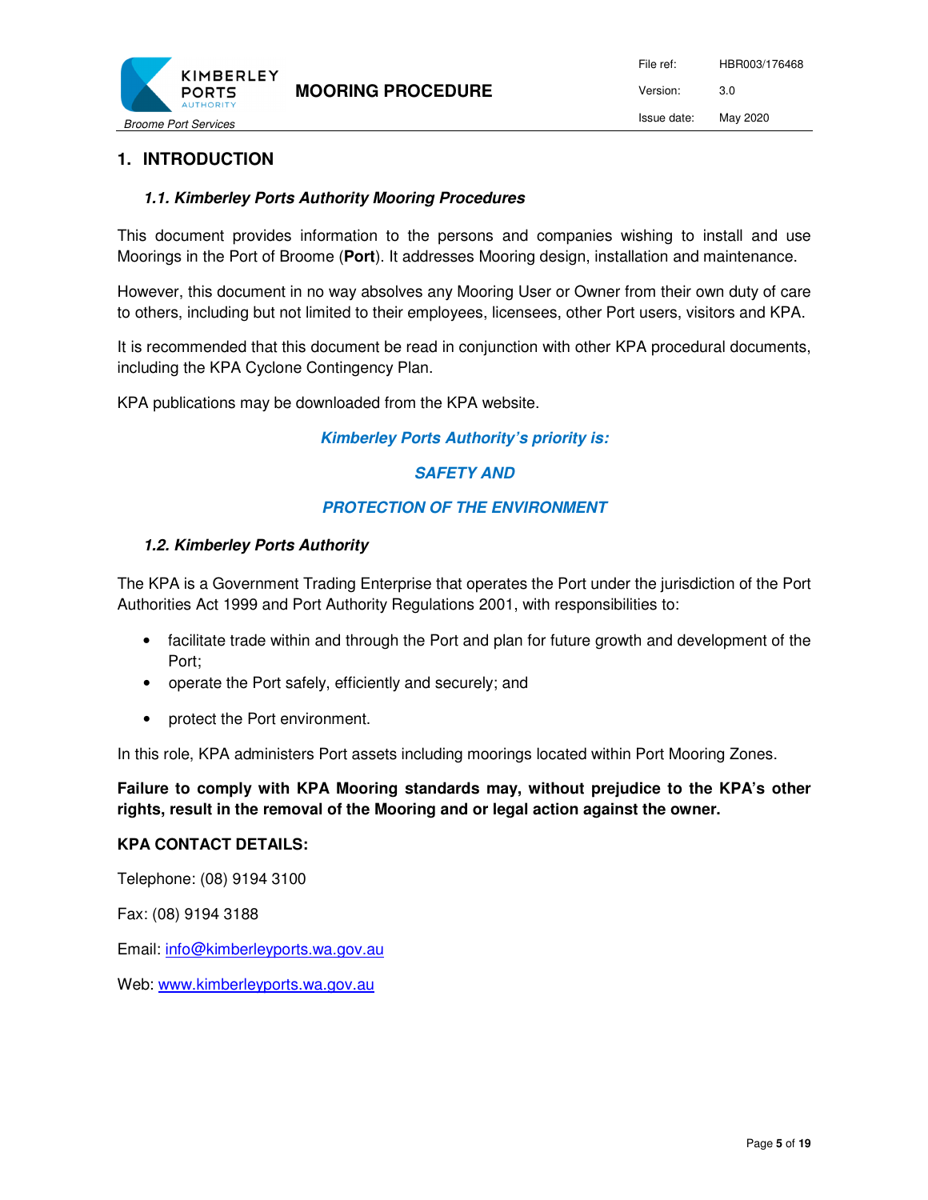# 1. INTRODUCTION

### *1.1. Kimberley Ports Authority Mooring Procedures*

This document provides information to the persons and companies wishing to install and use Moorings in the Port of Broome (**Port**). It addresses Mooring design, installation and maintenance.

However, this document in no way absolves any Mooring User or Owner from their own duty of care to others, including but not limited to their employees, licensees, other Port users, visitors and KPA.

It is recommended that this document be read in conjunction with other KPA procedural documents, including the KPA Cyclone Contingency Plan.

KPA publications may be downloaded from the KPA website.

***Kimberley Ports Authority's priority is:***

***SAFETY AND***

***PROTECTION OF THE ENVIRONMENT***

### *1.2. Kimberley Ports Authority*

The KPA is a Government Trading Enterprise that operates the Port under the jurisdiction of the Port Authorities Act 1999 and Port Authority Regulations 2001, with responsibilities to:

- facilitate trade within and through the Port and plan for future growth and development of the Port;
- operate the Port safely, efficiently and securely; and
- protect the Port environment.

In this role, KPA administers Port assets including moorings located within Port Mooring Zones.

**Failure to comply with KPA Mooring standards may, without prejudice to the KPA's other rights, result in the removal of the Mooring and or legal action against the owner.**

**KPA CONTACT DETAILS:**

Telephone: (08) 9194 3100

Fax: (08) 9194 3188

Email: info@kimberleyports.wa.gov.au

Web: www.kimberleyports.wa.gov.au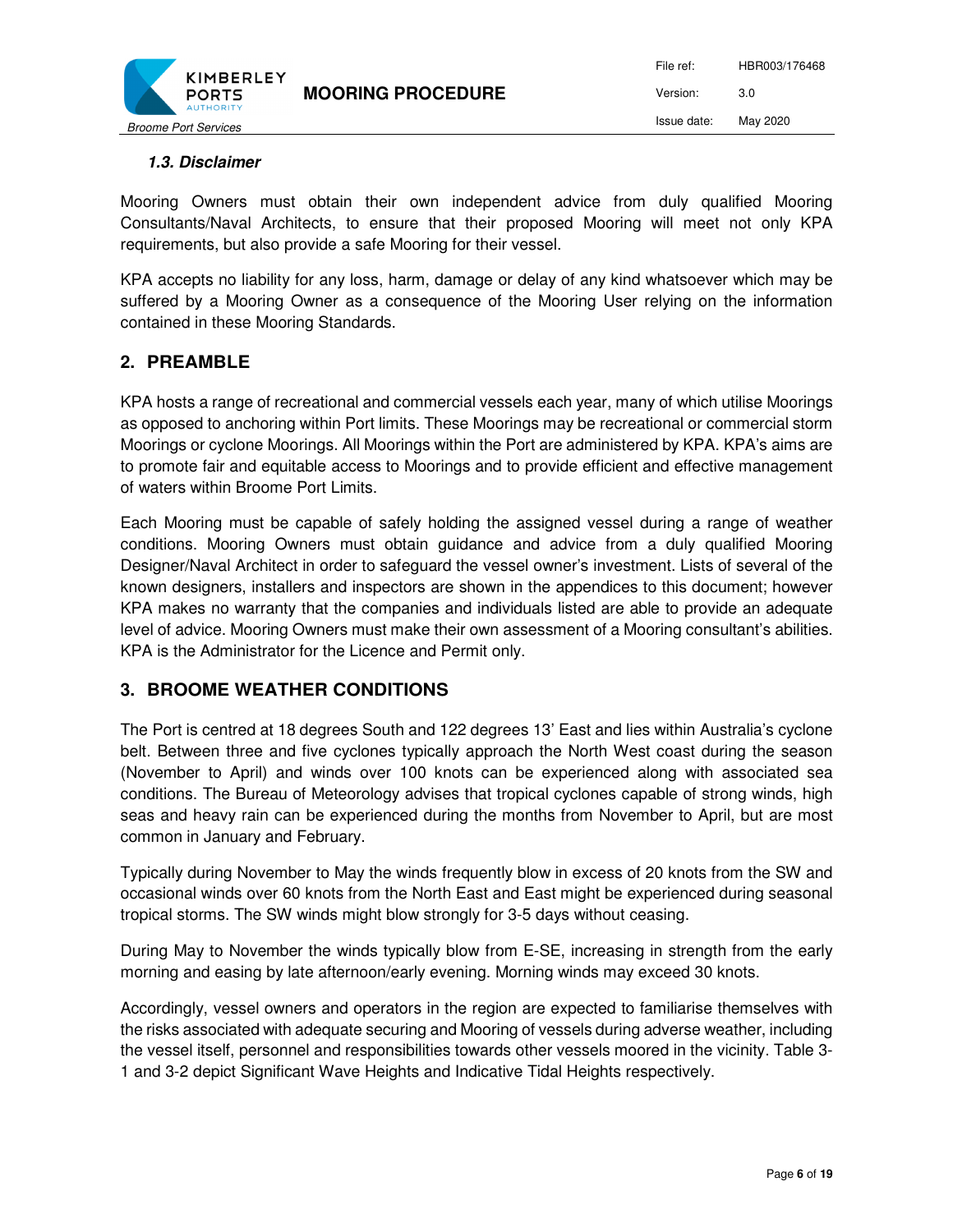### *1.3. Disclaimer*

Mooring Owners must obtain their own independent advice from duly qualified Mooring Consultants/Naval Architects, to ensure that their proposed Mooring will meet not only KPA requirements, but also provide a safe Mooring for their vessel.

KPA accepts no liability for any loss, harm, damage or delay of any kind whatsoever which may be suffered by a Mooring Owner as a consequence of the Mooring User relying on the information contained in these Mooring Standards.

## 2. PREAMBLE

KPA hosts a range of recreational and commercial vessels each year, many of which utilise Moorings as opposed to anchoring within Port limits. These Moorings may be recreational or commercial storm Moorings or cyclone Moorings. All Moorings within the Port are administered by KPA. KPA's aims are to promote fair and equitable access to Moorings and to provide efficient and effective management of waters within Broome Port Limits.

Each Mooring must be capable of safely holding the assigned vessel during a range of weather conditions. Mooring Owners must obtain guidance and advice from a duly qualified Mooring Designer/Naval Architect in order to safeguard the vessel owner's investment. Lists of several of the known designers, installers and inspectors are shown in the appendices to this document; however KPA makes no warranty that the companies and individuals listed are able to provide an adequate level of advice. Mooring Owners must make their own assessment of a Mooring consultant's abilities. KPA is the Administrator for the Licence and Permit only.

## 3. BROOME WEATHER CONDITIONS

The Port is centred at 18 degrees South and 122 degrees 13' East and lies within Australia's cyclone belt. Between three and five cyclones typically approach the North West coast during the season (November to April) and winds over 100 knots can be experienced along with associated sea conditions. The Bureau of Meteorology advises that tropical cyclones capable of strong winds, high seas and heavy rain can be experienced during the months from November to April, but are most common in January and February.

Typically during November to May the winds frequently blow in excess of 20 knots from the SW and occasional winds over 60 knots from the North East and East might be experienced during seasonal tropical storms. The SW winds might blow strongly for 3-5 days without ceasing.

During May to November the winds typically blow from E-SE, increasing in strength from the early morning and easing by late afternoon/early evening. Morning winds may exceed 30 knots.

Accordingly, vessel owners and operators in the region are expected to familiarise themselves with the risks associated with adequate securing and Mooring of vessels during adverse weather, including the vessel itself, personnel and responsibilities towards other vessels moored in the vicinity. Table 3-1 and 3-2 depict Significant Wave Heights and Indicative Tidal Heights respectively.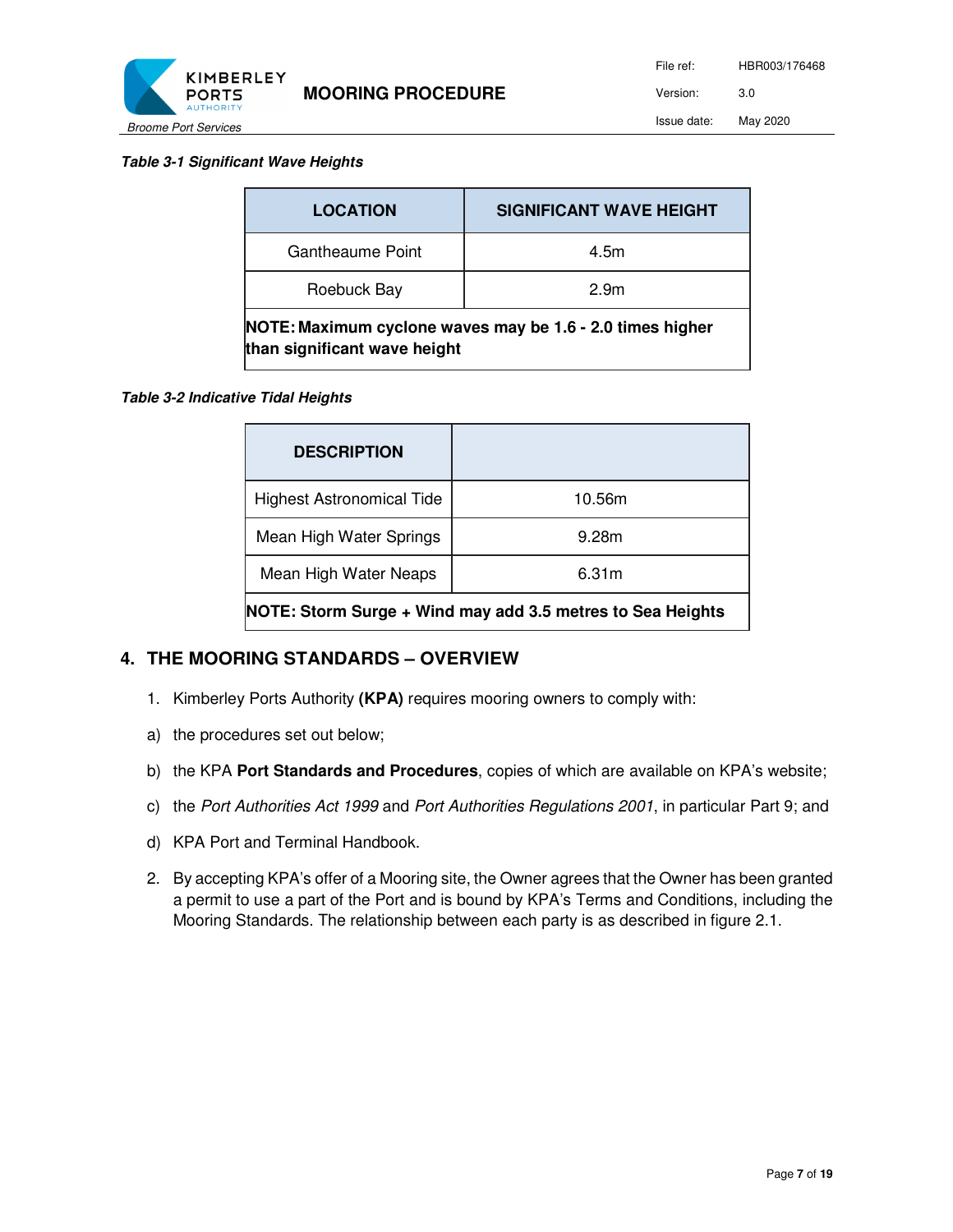***Table 3-1 Significant Wave Heights***

| LOCATION | SIGNIFICANT WAVE HEIGHT |
| --- | --- |
| Gantheaume Point | 4.5m |
| Roebuck Bay | 2.9m |
| **NOTE: Maximum cyclone waves may be 1.6 - 2.0 times higher than significant wave height** | |

***Table 3-2 Indicative Tidal Heights***

| DESCRIPTION | |
| --- | --- |
| Highest Astronomical Tide | 10.56m |
| Mean High Water Springs | 9.28m |
| Mean High Water Neaps | 6.31m |
| **NOTE: Storm Surge + Wind may add 3.5 metres to Sea Heights** | |

## 4. THE MOORING STANDARDS – OVERVIEW

1. Kimberley Ports Authority **(KPA)** requires mooring owners to comply with:

a) the procedures set out below;

b) the KPA **Port Standards and Procedures**, copies of which are available on KPA's website;

c) the *Port Authorities Act 1999* and *Port Authorities Regulations 2001*, in particular Part 9; and

d) KPA Port and Terminal Handbook.

2. By accepting KPA's offer of a Mooring site, the Owner agrees that the Owner has been granted a permit to use a part of the Port and is bound by KPA's Terms and Conditions, including the Mooring Standards. The relationship between each party is as described in figure 2.1.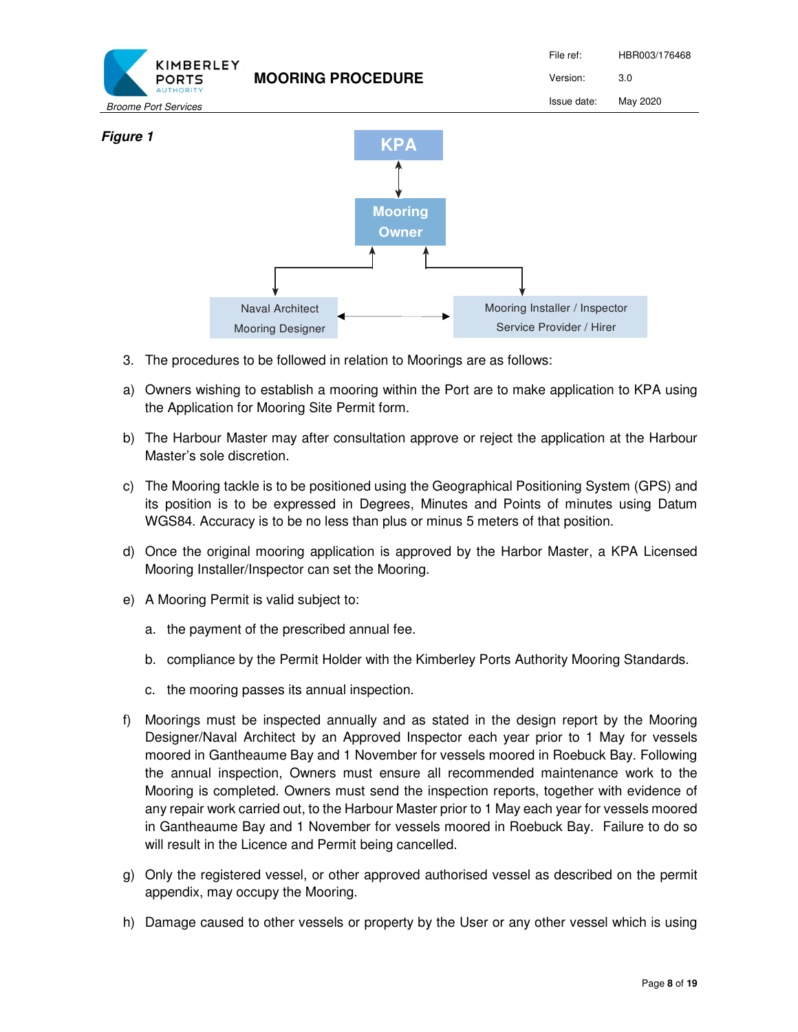***Figure 1***

KPA

Mooring Owner

Naval Architect
Mooring Designer

Mooring Installer / Inspector
Service Provider / Hirer

3. The procedures to be followed in relation to Moorings are as follows:

a) Owners wishing to establish a mooring within the Port are to make application to KPA using the Application for Mooring Site Permit form.

b) The Harbour Master may after consultation approve or reject the application at the Harbour Master's sole discretion.

c) The Mooring tackle is to be positioned using the Geographical Positioning System (GPS) and its position is to be expressed in Degrees, Minutes and Points of minutes using Datum WGS84. Accuracy is to be no less than plus or minus 5 meters of that position.

d) Once the original mooring application is approved by the Harbor Master, a KPA Licensed Mooring Installer/Inspector can set the Mooring.

e) A Mooring Permit is valid subject to:

   a. the payment of the prescribed annual fee.

   b. compliance by the Permit Holder with the Kimberley Ports Authority Mooring Standards.

   c. the mooring passes its annual inspection.

f) Moorings must be inspected annually and as stated in the design report by the Mooring Designer/Naval Architect by an Approved Inspector each year prior to 1 May for vessels moored in Gantheaume Bay and 1 November for vessels moored in Roebuck Bay. Following the annual inspection, Owners must ensure all recommended maintenance work to the Mooring is completed. Owners must send the inspection reports, together with evidence of any repair work carried out, to the Harbour Master prior to 1 May each year for vessels moored in Gantheaume Bay and 1 November for vessels moored in Roebuck Bay. Failure to do so will result in the Licence and Permit being cancelled.

g) Only the registered vessel, or other approved authorised vessel as described on the permit appendix, may occupy the Mooring.

h) Damage caused to other vessels or property by the User or any other vessel which is using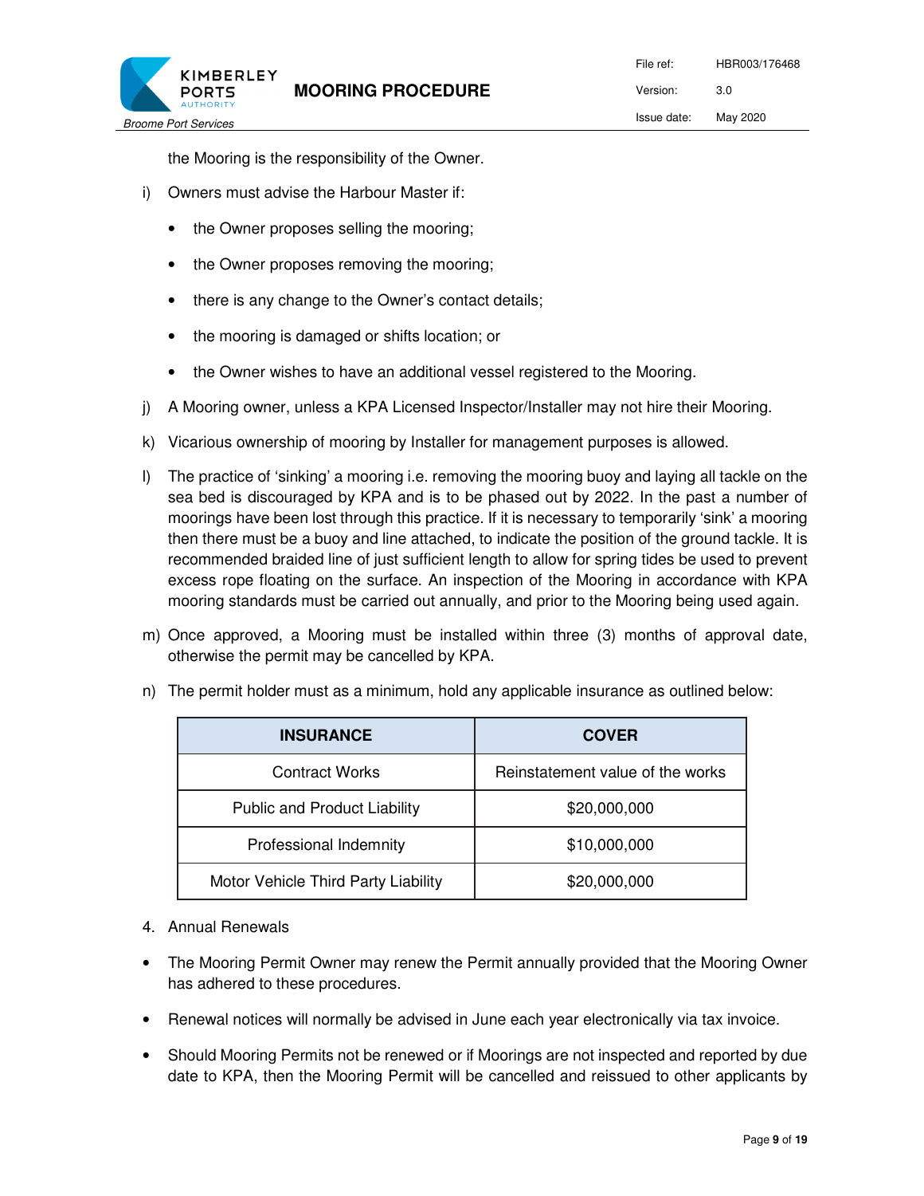the Mooring is the responsibility of the Owner.

i) Owners must advise the Harbour Master if:

- the Owner proposes selling the mooring;
- the Owner proposes removing the mooring;
- there is any change to the Owner's contact details;
- the mooring is damaged or shifts location; or
- the Owner wishes to have an additional vessel registered to the Mooring.

j) A Mooring owner, unless a KPA Licensed Inspector/Installer may not hire their Mooring.

k) Vicarious ownership of mooring by Installer for management purposes is allowed.

l) The practice of 'sinking' a mooring i.e. removing the mooring buoy and laying all tackle on the sea bed is discouraged by KPA and is to be phased out by 2022. In the past a number of moorings have been lost through this practice. If it is necessary to temporarily 'sink' a mooring then there must be a buoy and line attached, to indicate the position of the ground tackle. It is recommended braided line of just sufficient length to allow for spring tides be used to prevent excess rope floating on the surface. An inspection of the Mooring in accordance with KPA mooring standards must be carried out annually, and prior to the Mooring being used again.

m) Once approved, a Mooring must be installed within three (3) months of approval date, otherwise the permit may be cancelled by KPA.

n) The permit holder must as a minimum, hold any applicable insurance as outlined below:

| INSURANCE | COVER |
|---|---|
| Contract Works | Reinstatement value of the works |
| Public and Product Liability | $20,000,000 |
| Professional Indemnity | $10,000,000 |
| Motor Vehicle Third Party Liability | $20,000,000 |

4. Annual Renewals

- The Mooring Permit Owner may renew the Permit annually provided that the Mooring Owner has adhered to these procedures.
- Renewal notices will normally be advised in June each year electronically via tax invoice.
- Should Mooring Permits not be renewed or if Moorings are not inspected and reported by due date to KPA, then the Mooring Permit will be cancelled and reissued to other applicants by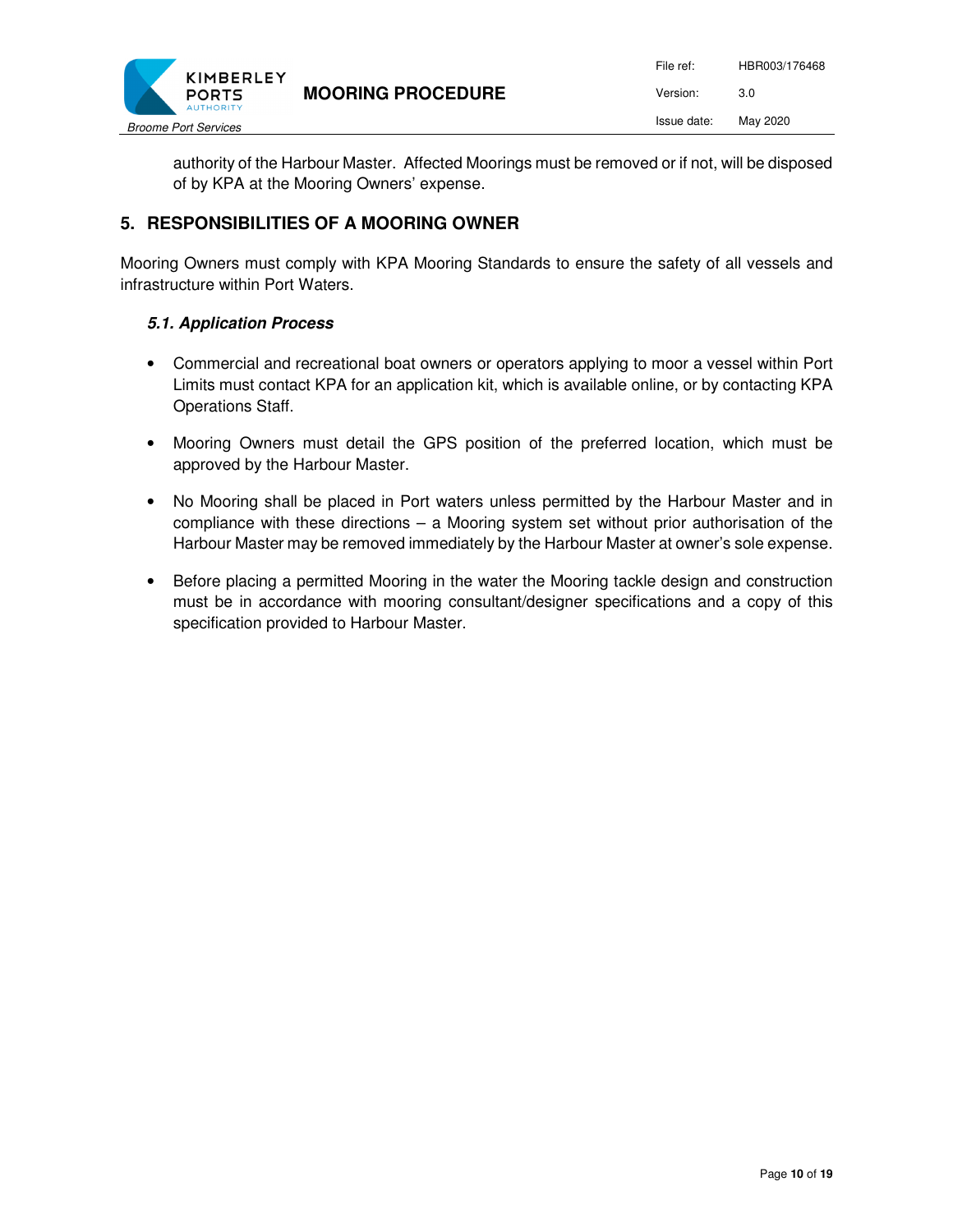authority of the Harbour Master. Affected Moorings must be removed or if not, will be disposed of by KPA at the Mooring Owners' expense.

## 5. RESPONSIBILITIES OF A MOORING OWNER

Mooring Owners must comply with KPA Mooring Standards to ensure the safety of all vessels and infrastructure within Port Waters.

### *5.1. Application Process*

- Commercial and recreational boat owners or operators applying to moor a vessel within Port Limits must contact KPA for an application kit, which is available online, or by contacting KPA Operations Staff.
- Mooring Owners must detail the GPS position of the preferred location, which must be approved by the Harbour Master.
- No Mooring shall be placed in Port waters unless permitted by the Harbour Master and in compliance with these directions – a Mooring system set without prior authorisation of the Harbour Master may be removed immediately by the Harbour Master at owner's sole expense.
- Before placing a permitted Mooring in the water the Mooring tackle design and construction must be in accordance with mooring consultant/designer specifications and a copy of this specification provided to Harbour Master.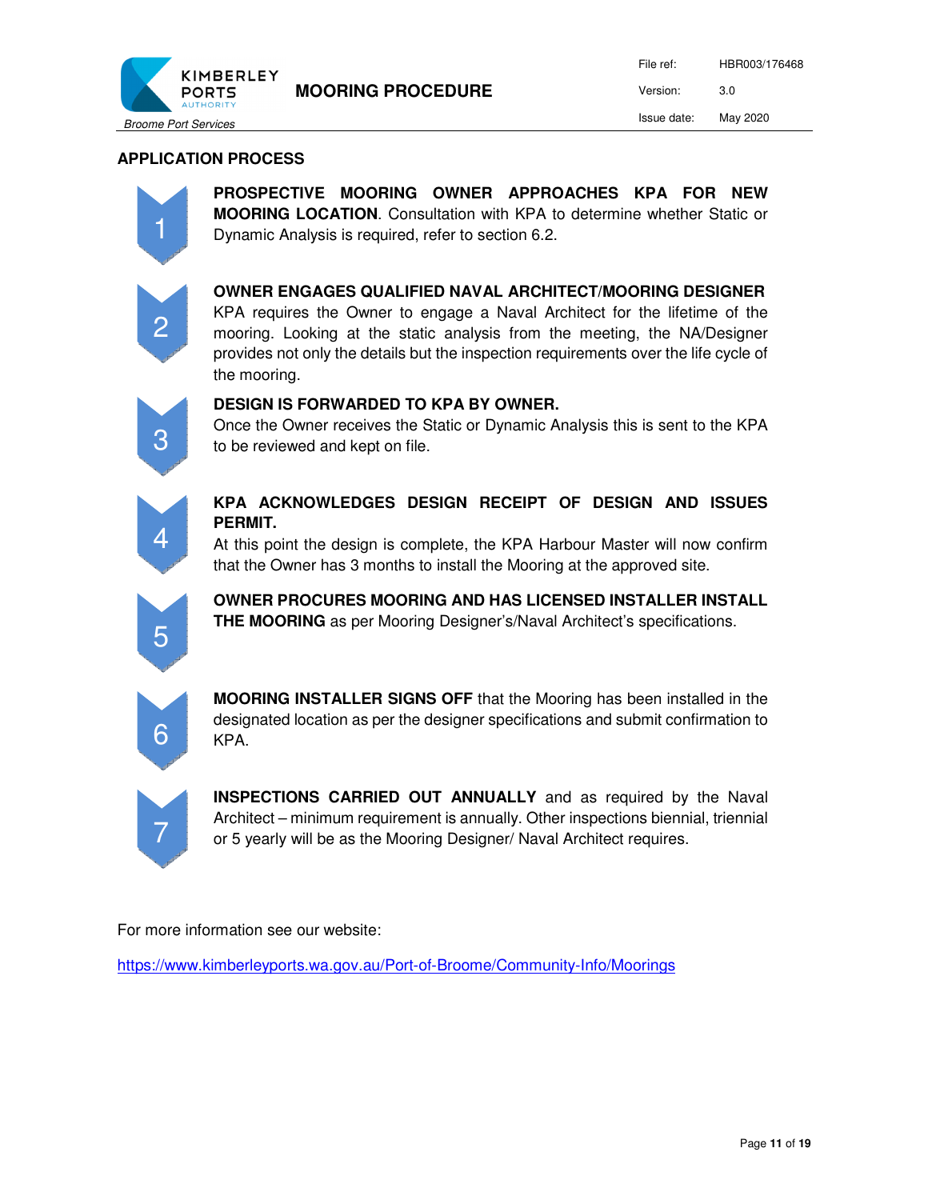## APPLICATION PROCESS

1. **PROSPECTIVE MOORING OWNER APPROACHES KPA FOR NEW MOORING LOCATION**. Consultation with KPA to determine whether Static or Dynamic Analysis is required, refer to section 6.2.

2. **OWNER ENGAGES QUALIFIED NAVAL ARCHITECT/MOORING DESIGNER**
KPA requires the Owner to engage a Naval Architect for the lifetime of the mooring. Looking at the static analysis from the meeting, the NA/Designer provides not only the details but the inspection requirements over the life cycle of the mooring.

3. **DESIGN IS FORWARDED TO KPA BY OWNER.**
Once the Owner receives the Static or Dynamic Analysis this is sent to the KPA to be reviewed and kept on file.

4. **KPA ACKNOWLEDGES DESIGN RECEIPT OF DESIGN AND ISSUES PERMIT.**
At this point the design is complete, the KPA Harbour Master will now confirm that the Owner has 3 months to install the Mooring at the approved site.

5. **OWNER PROCURES MOORING AND HAS LICENSED INSTALLER INSTALL THE MOORING** as per Mooring Designer's/Naval Architect's specifications.

6. **MOORING INSTALLER SIGNS OFF** that the Mooring has been installed in the designated location as per the designer specifications and submit confirmation to KPA.

7. **INSPECTIONS CARRIED OUT ANNUALLY** and as required by the Naval Architect – minimum requirement is annually. Other inspections biennial, triennial or 5 yearly will be as the Mooring Designer/ Naval Architect requires.

For more information see our website:

https://www.kimberleyports.wa.gov.au/Port-of-Broome/Community-Info/Moorings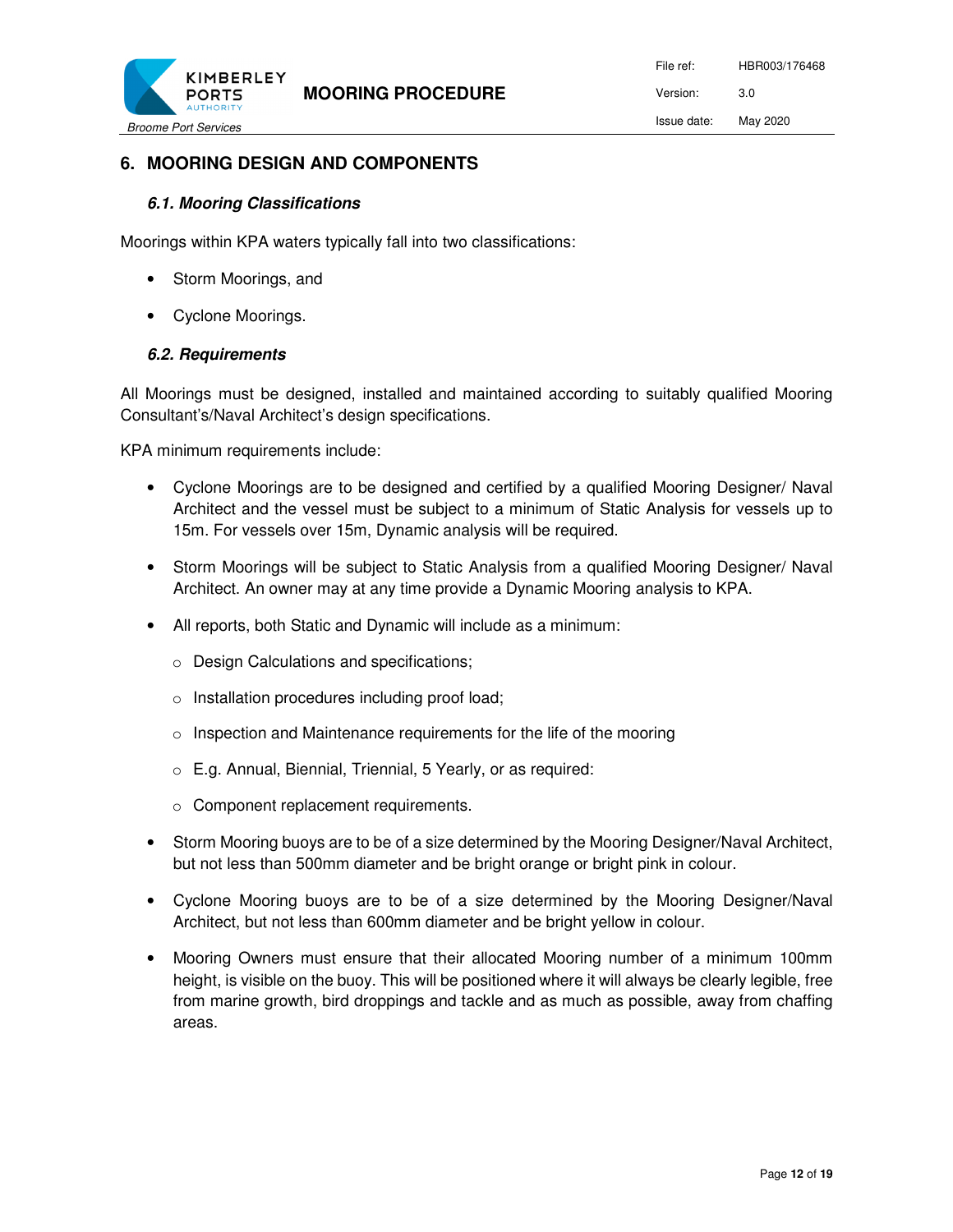## 6. MOORING DESIGN AND COMPONENTS

### *6.1. Mooring Classifications*

Moorings within KPA waters typically fall into two classifications:

- Storm Moorings, and
- Cyclone Moorings.

### *6.2. Requirements*

All Moorings must be designed, installed and maintained according to suitably qualified Mooring Consultant's/Naval Architect's design specifications.

KPA minimum requirements include:

- Cyclone Moorings are to be designed and certified by a qualified Mooring Designer/ Naval Architect and the vessel must be subject to a minimum of Static Analysis for vessels up to 15m. For vessels over 15m, Dynamic analysis will be required.
- Storm Moorings will be subject to Static Analysis from a qualified Mooring Designer/ Naval Architect. An owner may at any time provide a Dynamic Mooring analysis to KPA.
- All reports, both Static and Dynamic will include as a minimum:
  - Design Calculations and specifications;
  - Installation procedures including proof load;
  - Inspection and Maintenance requirements for the life of the mooring
  - E.g. Annual, Biennial, Triennial, 5 Yearly, or as required:
  - Component replacement requirements.
- Storm Mooring buoys are to be of a size determined by the Mooring Designer/Naval Architect, but not less than 500mm diameter and be bright orange or bright pink in colour.
- Cyclone Mooring buoys are to be of a size determined by the Mooring Designer/Naval Architect, but not less than 600mm diameter and be bright yellow in colour.
- Mooring Owners must ensure that their allocated Mooring number of a minimum 100mm height, is visible on the buoy. This will be positioned where it will always be clearly legible, free from marine growth, bird droppings and tackle and as much as possible, away from chaffing areas.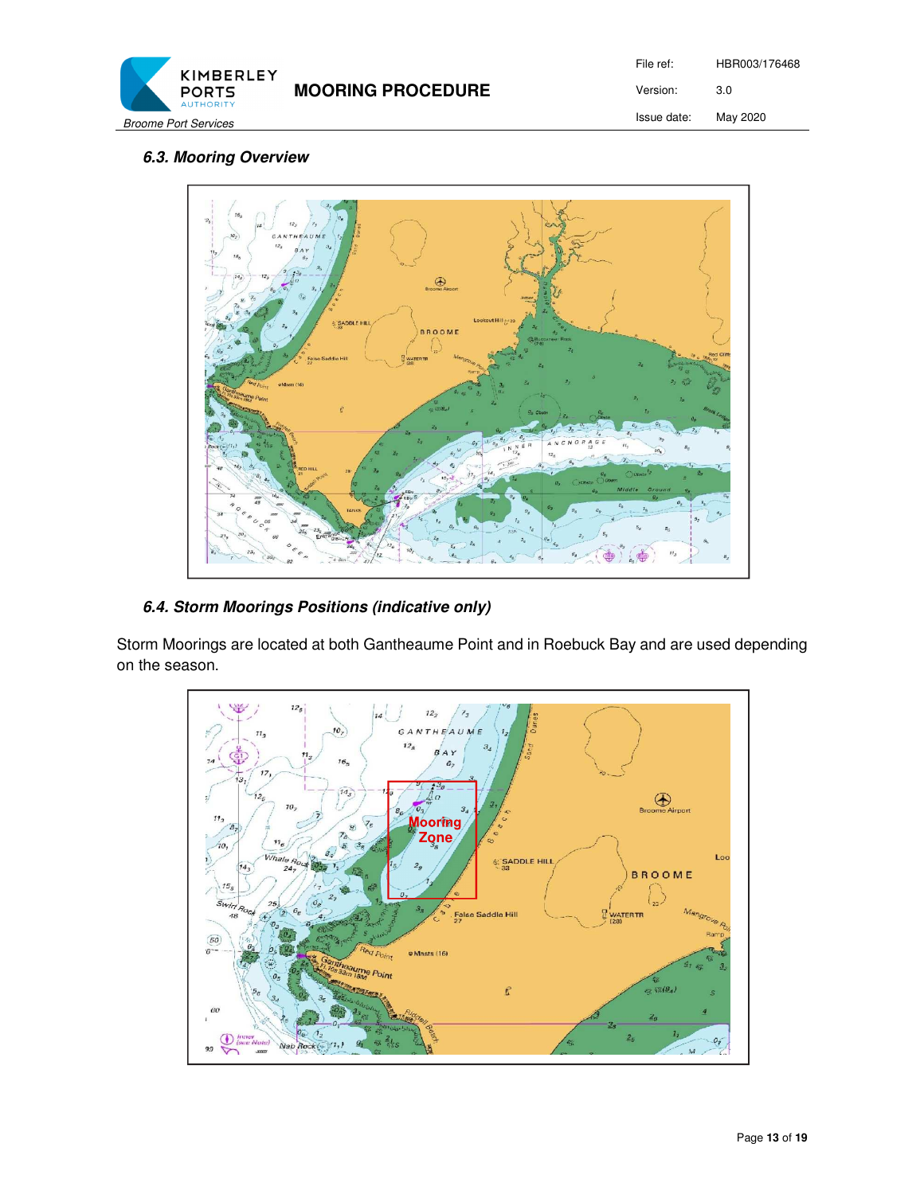### 6.3. Mooring Overview

### 6.4. Storm Moorings Positions (indicative only)

Storm Moorings are located at both Gantheaume Point and in Roebuck Bay and are used depending on the season.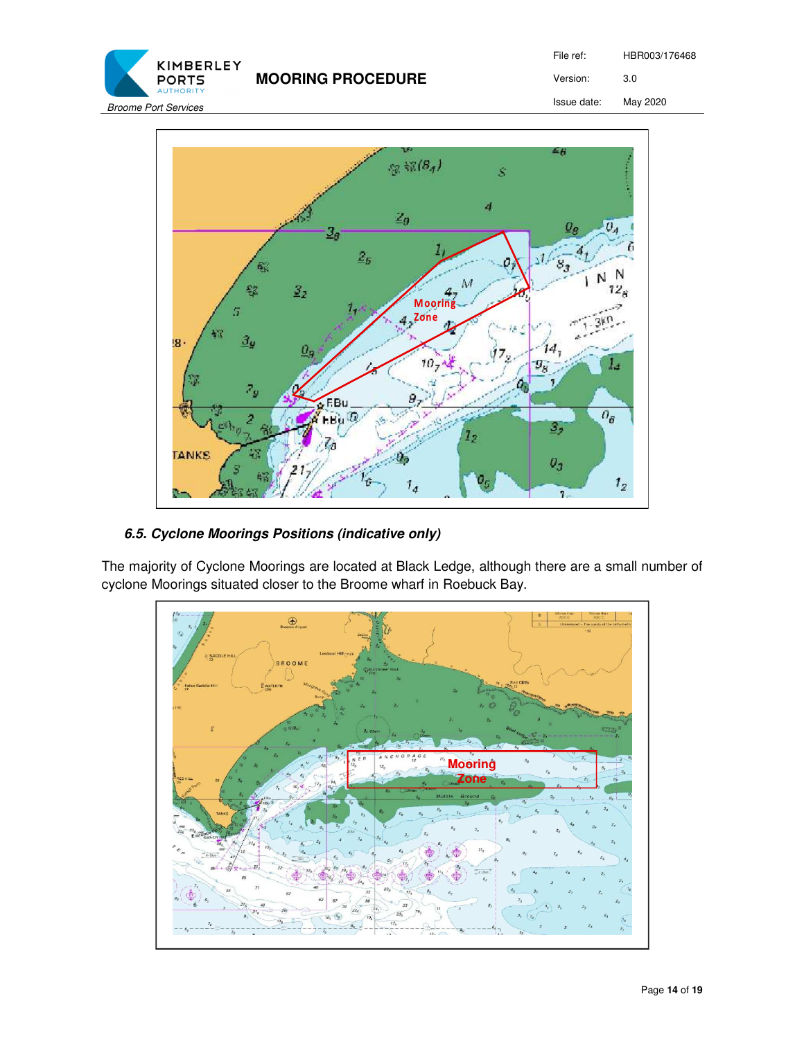## 6.5. Cyclone Moorings Positions (indicative only)

The majority of Cyclone Moorings are located at Black Ledge, although there are a small number of cyclone Moorings situated closer to the Broome wharf in Roebuck Bay.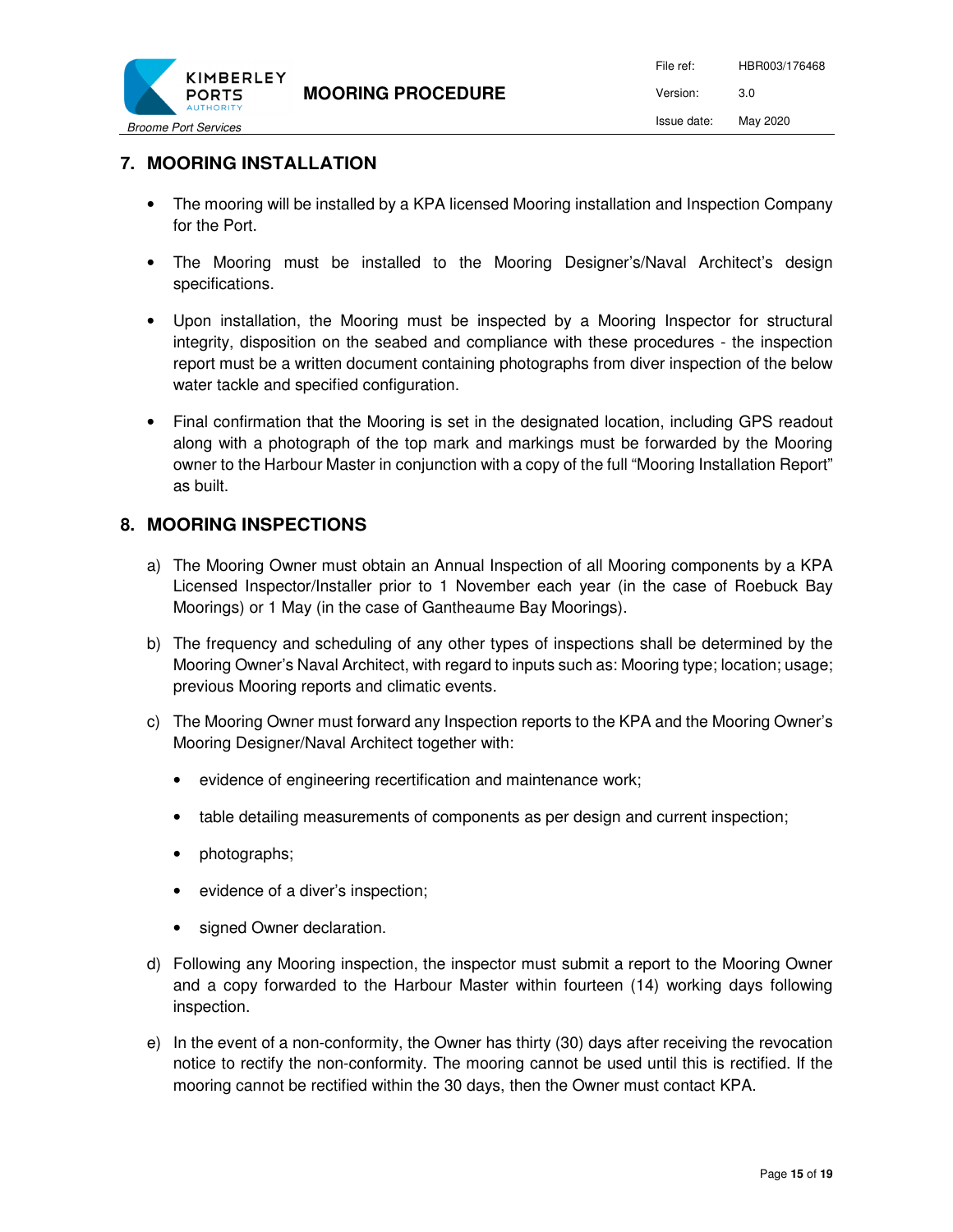## 7. MOORING INSTALLATION

- The mooring will be installed by a KPA licensed Mooring installation and Inspection Company for the Port.
- The Mooring must be installed to the Mooring Designer's/Naval Architect's design specifications.
- Upon installation, the Mooring must be inspected by a Mooring Inspector for structural integrity, disposition on the seabed and compliance with these procedures - the inspection report must be a written document containing photographs from diver inspection of the below water tackle and specified configuration.
- Final confirmation that the Mooring is set in the designated location, including GPS readout along with a photograph of the top mark and markings must be forwarded by the Mooring owner to the Harbour Master in conjunction with a copy of the full "Mooring Installation Report" as built.

## 8. MOORING INSPECTIONS

a) The Mooring Owner must obtain an Annual Inspection of all Mooring components by a KPA Licensed Inspector/Installer prior to 1 November each year (in the case of Roebuck Bay Moorings) or 1 May (in the case of Gantheaume Bay Moorings).

b) The frequency and scheduling of any other types of inspections shall be determined by the Mooring Owner's Naval Architect, with regard to inputs such as: Mooring type; location; usage; previous Mooring reports and climatic events.

c) The Mooring Owner must forward any Inspection reports to the KPA and the Mooring Owner's Mooring Designer/Naval Architect together with:

   - evidence of engineering recertification and maintenance work;
   - table detailing measurements of components as per design and current inspection;
   - photographs;
   - evidence of a diver's inspection;
   - signed Owner declaration.

d) Following any Mooring inspection, the inspector must submit a report to the Mooring Owner and a copy forwarded to the Harbour Master within fourteen (14) working days following inspection.

e) In the event of a non-conformity, the Owner has thirty (30) days after receiving the revocation notice to rectify the non-conformity. The mooring cannot be used until this is rectified. If the mooring cannot be rectified within the 30 days, then the Owner must contact KPA.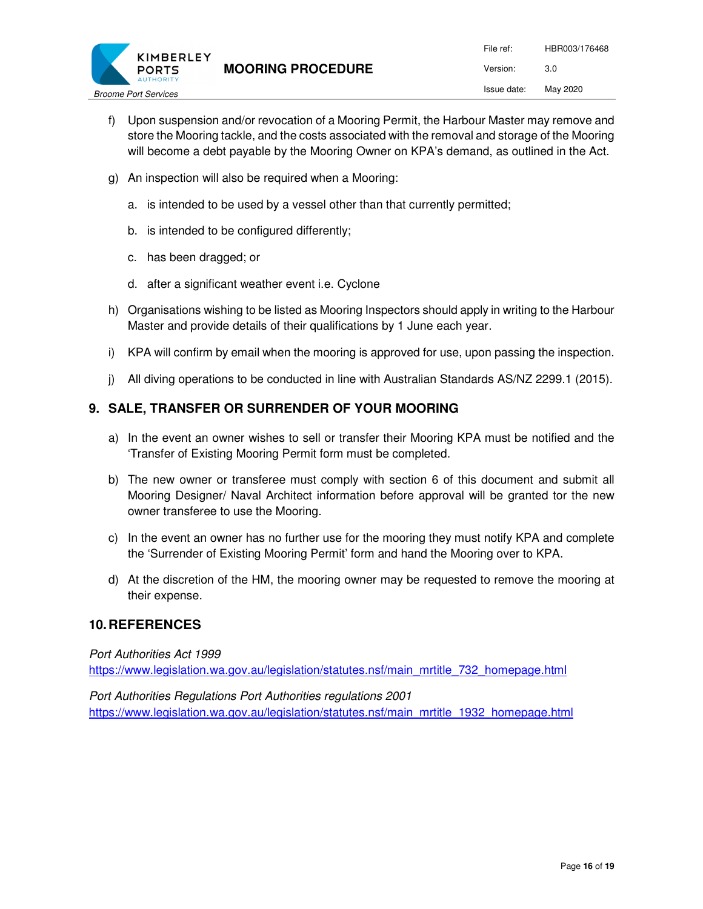f) Upon suspension and/or revocation of a Mooring Permit, the Harbour Master may remove and store the Mooring tackle, and the costs associated with the removal and storage of the Mooring will become a debt payable by the Mooring Owner on KPA's demand, as outlined in the Act.

g) An inspection will also be required when a Mooring:

   a. is intended to be used by a vessel other than that currently permitted;

   b. is intended to be configured differently;

   c. has been dragged; or

   d. after a significant weather event i.e. Cyclone

h) Organisations wishing to be listed as Mooring Inspectors should apply in writing to the Harbour Master and provide details of their qualifications by 1 June each year.

i) KPA will confirm by email when the mooring is approved for use, upon passing the inspection.

j) All diving operations to be conducted in line with Australian Standards AS/NZ 2299.1 (2015).

## 9. SALE, TRANSFER OR SURRENDER OF YOUR MOORING

a) In the event an owner wishes to sell or transfer their Mooring KPA must be notified and the 'Transfer of Existing Mooring Permit form must be completed.

b) The new owner or transferee must comply with section 6 of this document and submit all Mooring Designer/ Naval Architect information before approval will be granted tor the new owner transferee to use the Mooring.

c) In the event an owner has no further use for the mooring they must notify KPA and complete the 'Surrender of Existing Mooring Permit' form and hand the Mooring over to KPA.

d) At the discretion of the HM, the mooring owner may be requested to remove the mooring at their expense.

## 10. REFERENCES

*Port Authorities Act 1999*
https://www.legislation.wa.gov.au/legislation/statutes.nsf/main_mrtitle_732_homepage.html

*Port Authorities Regulations Port Authorities regulations 2001*
https://www.legislation.wa.gov.au/legislation/statutes.nsf/main_mrtitle_1932_homepage.html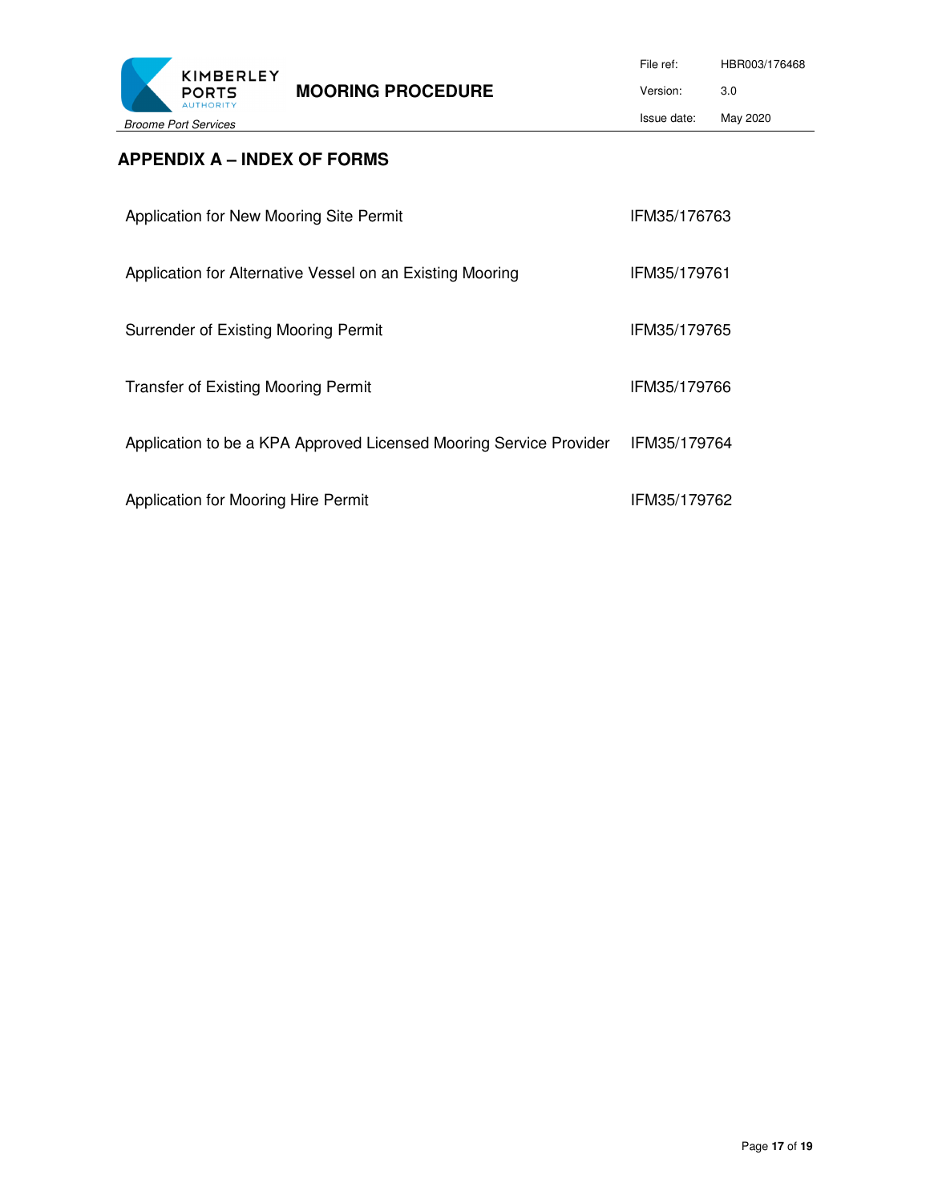## APPENDIX A – INDEX OF FORMS

| Form | Reference |
|---|---|
| Application for New Mooring Site Permit | IFM35/176763 |
| Application for Alternative Vessel on an Existing Mooring | IFM35/179761 |
| Surrender of Existing Mooring Permit | IFM35/179765 |
| Transfer of Existing Mooring Permit | IFM35/179766 |
| Application to be a KPA Approved Licensed Mooring Service Provider | IFM35/179764 |
| Application for Mooring Hire Permit | IFM35/179762 |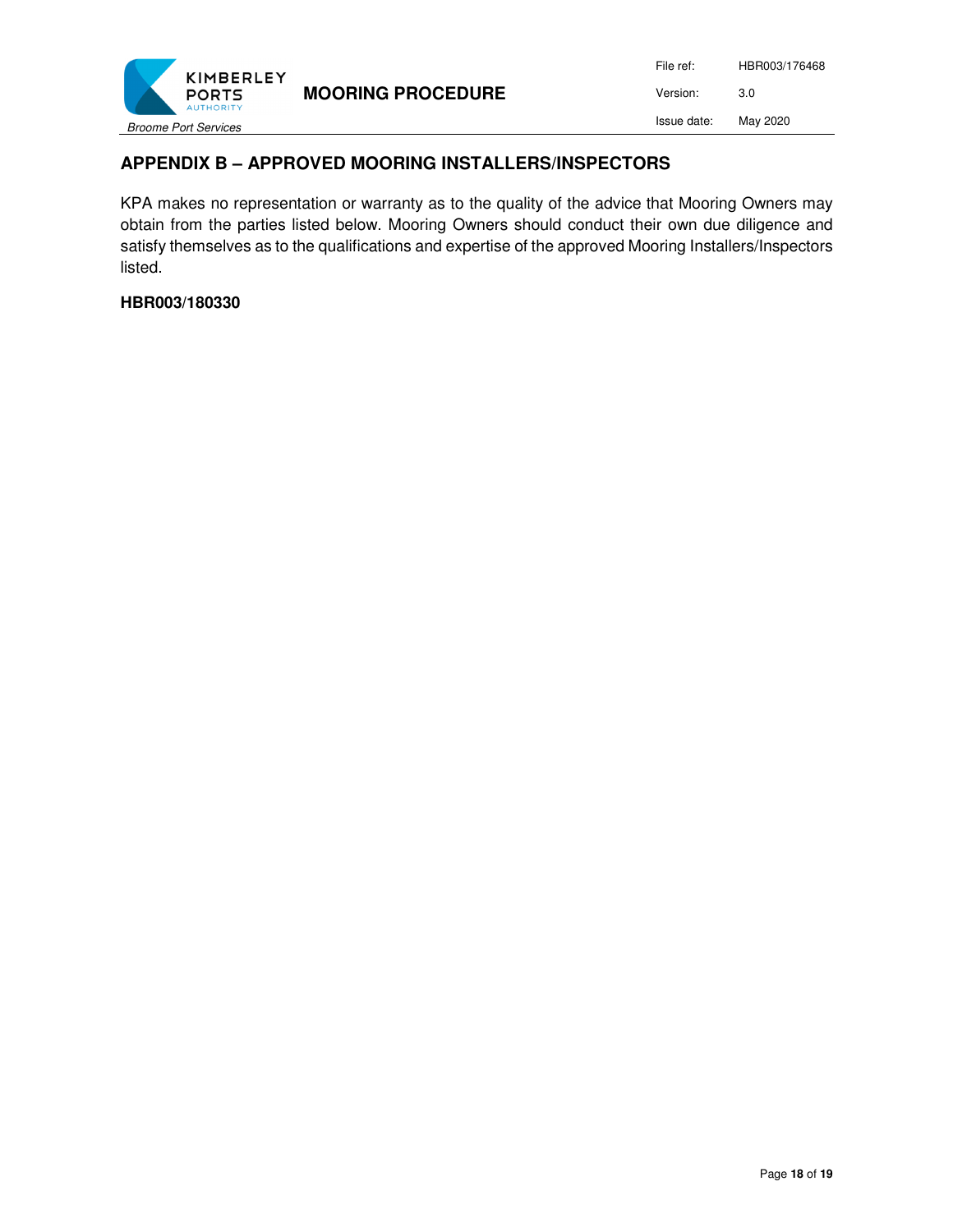## APPENDIX B – APPROVED MOORING INSTALLERS/INSPECTORS

KPA makes no representation or warranty as to the quality of the advice that Mooring Owners may obtain from the parties listed below. Mooring Owners should conduct their own due diligence and satisfy themselves as to the qualifications and expertise of the approved Mooring Installers/Inspectors listed.

**HBR003/180330**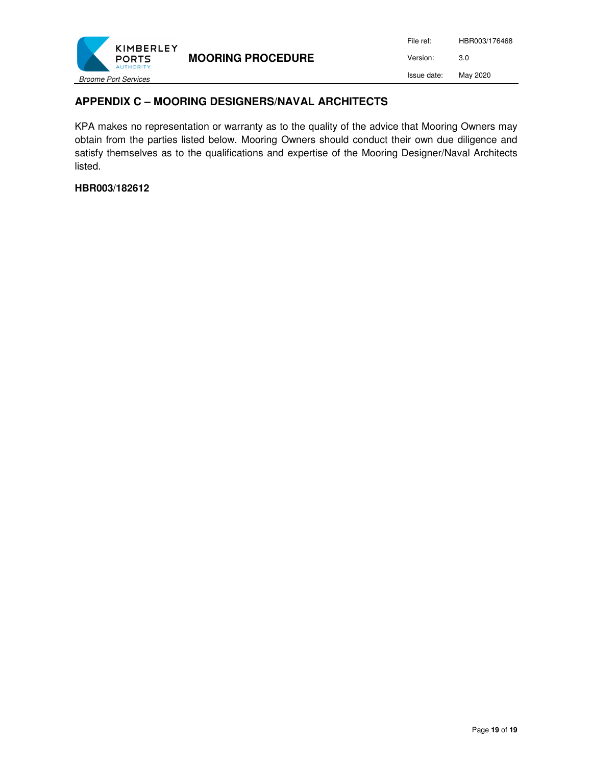## APPENDIX C – MOORING DESIGNERS/NAVAL ARCHITECTS

KPA makes no representation or warranty as to the quality of the advice that Mooring Owners may obtain from the parties listed below. Mooring Owners should conduct their own due diligence and satisfy themselves as to the qualifications and expertise of the Mooring Designer/Naval Architects listed.

**HBR003/182612**